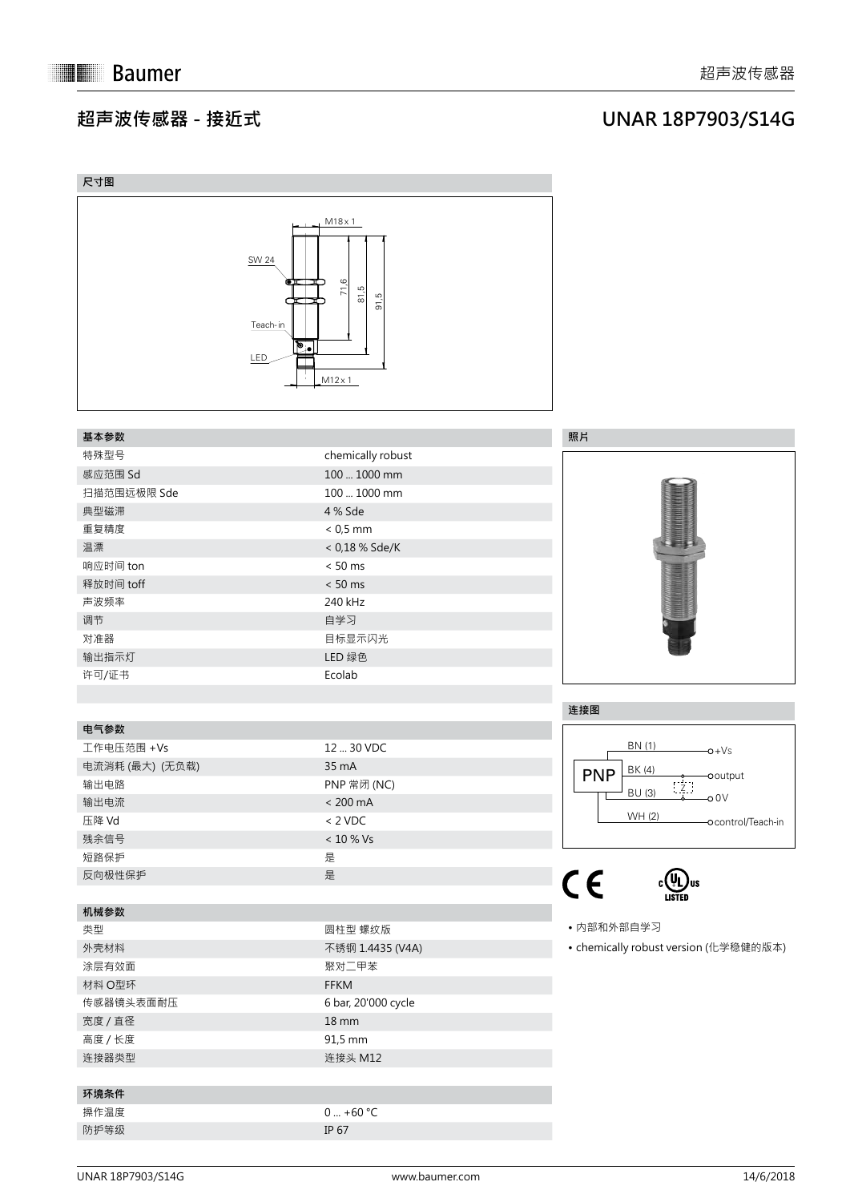# 超声波传感器 - 接近式

# UNAR 18P7903/S14G

## 尺寸图

M18 x 1

SW 24

71,6

81,5

91,5

Teach- in

LED

M12 x 1

## 基本参数

| 基本参数 | |
|---|---|
| 特殊型号 | chemically robust |
| 感应范围 Sd | 100 ... 1000 mm |
| 扫描范围远极限 Sde | 100 ... 1000 mm |
| 典型磁滞 | 4 % Sde |
| 重复精度 | < 0,5 mm |
| 温漂 | < 0,18 % Sde/K |
| 响应时间 ton | < 50 ms |
| 释放时间 toff | < 50 ms |
| 声波频率 | 240 kHz |
| 调节 | 自学习 |
| 对准器 | 目标显示闪光 |
| 输出指示灯 | LED 绿色 |
| 许可/证书 | Ecolab |

## 电气参数

| 电气参数 | |
|---|---|
| 工作电压范围 +Vs | 12 ... 30 VDC |
| 电流消耗 (最大) (无负载) | 35 mA |
| 输出电路 | PNP 常闭 (NC) |
| 输出电流 | < 200 mA |
| 压降 Vd | < 2 VDC |
| 残余信号 | < 10 % Vs |
| 短路保护 | 是 |
| 反向极性保护 | 是 |

## 机械参数

| 机械参数 | |
|---|---|
| 类型 | 圆柱型 螺纹版 |
| 外壳材料 | 不锈钢 1.4435 (V4A) |
| 涂层有效面 | 聚对二甲苯 |
| 材料 O型环 | FFKM |
| 传感器镜头表面耐压 | 6 bar, 20'000 cycle |
| 宽度 / 直径 | 18 mm |
| 高度 / 长度 | 91,5 mm |
| 连接器类型 | 连接头 M12 |

## 环境条件

| 环境条件 | |
|---|---|
| 操作温度 | 0 ... +60 °C |
| 防护等级 | IP 67 |

## 照片

## 连接图

PNP

BN (1) — +Vs

BK (4) — output

BU (3) — 0 V

WH (2) — control/Teach-in

Z

CE

c UL us LISTED

- 内部和外部自学习
- chemically robust version (化学稳健的版本)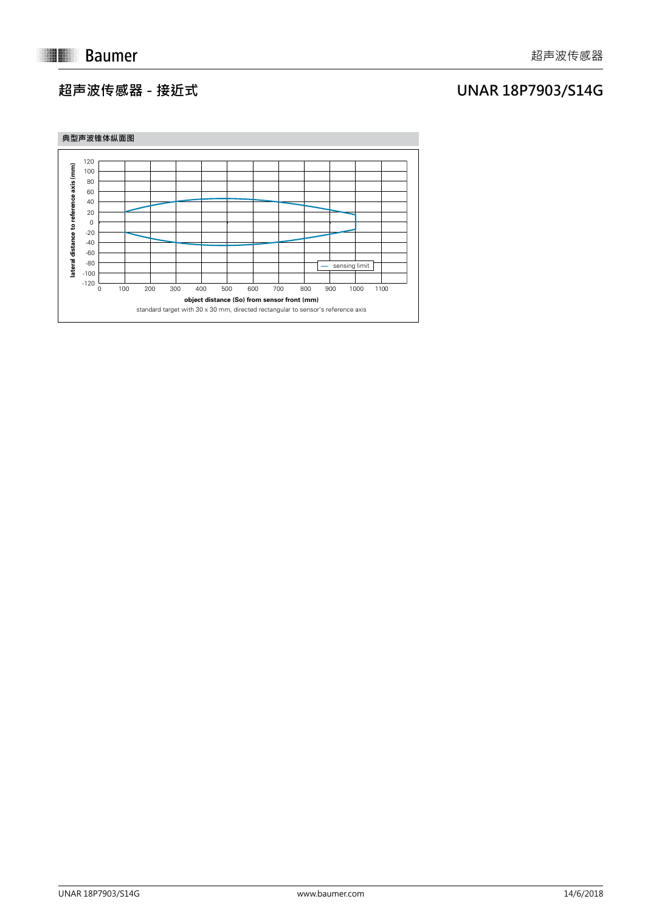## 超声波传感器 - 接近式

## UNAR 18P7903/S14G

### 典型声波锥体纵面图

lateral distance to reference axis (mm)

120
100
80
60
40
20
0
-20
-40
-60
-80
-100
-120

0 100 200 300 400 500 600 700 800 900 1000 1100

— sensing limit

**object distance (So) from sensor front (mm)**

standard target with 30 x 30 mm, directed rectangular to sensor's reference axis